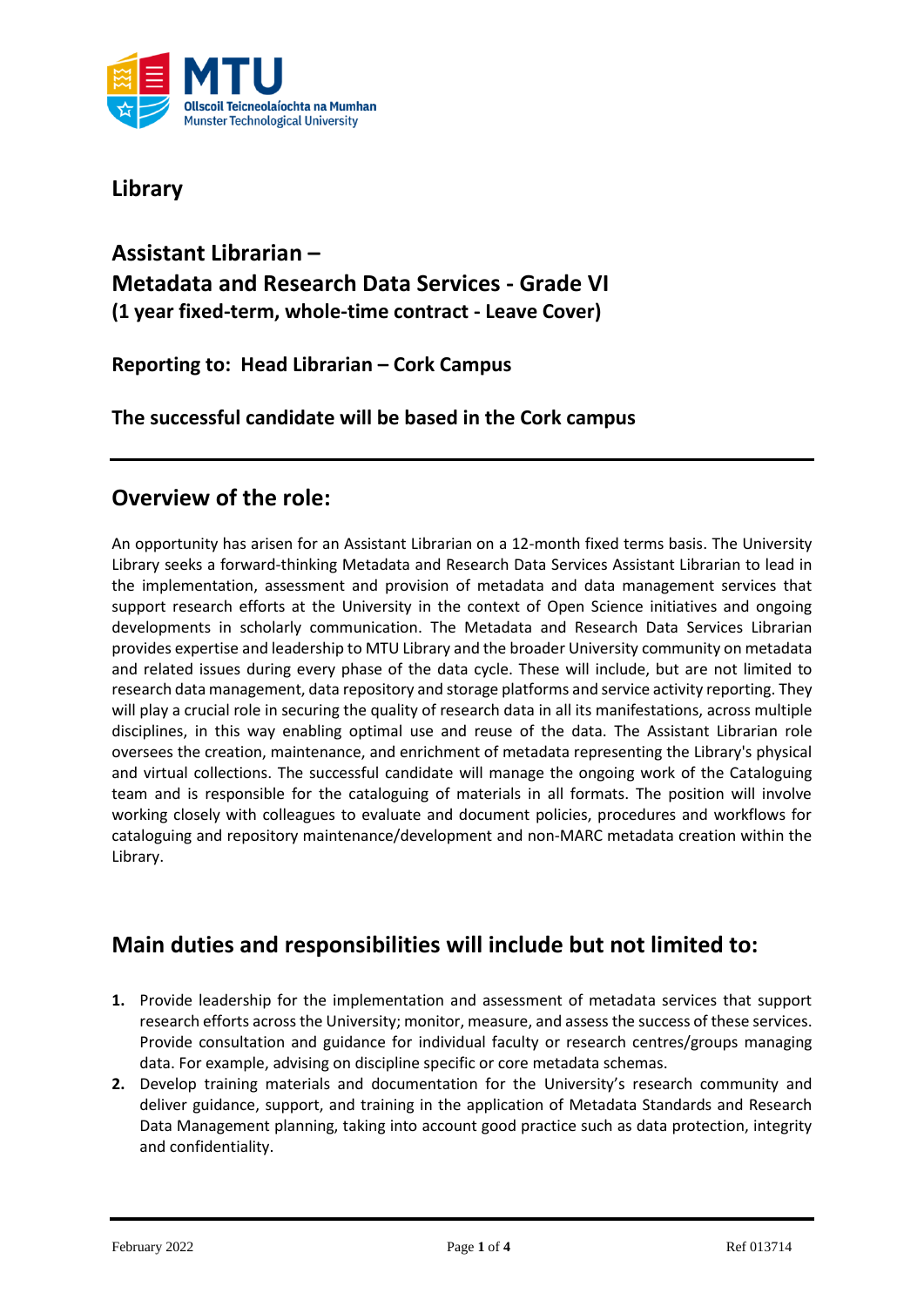# Library

## Assistant Librarian –
## Metadata and Research Data Services - Grade VI
### (1 year fixed-term, whole-time contract - Leave Cover)

**Reporting to: Head Librarian – Cork Campus**

**The successful candidate will be based in the Cork campus**

---

## Overview of the role:

An opportunity has arisen for an Assistant Librarian on a 12-month fixed terms basis. The University Library seeks a forward-thinking Metadata and Research Data Services Assistant Librarian to lead in the implementation, assessment and provision of metadata and data management services that support research efforts at the University in the context of Open Science initiatives and ongoing developments in scholarly communication. The Metadata and Research Data Services Librarian provides expertise and leadership to MTU Library and the broader University community on metadata and related issues during every phase of the data cycle. These will include, but are not limited to research data management, data repository and storage platforms and service activity reporting. They will play a crucial role in securing the quality of research data in all its manifestations, across multiple disciplines, in this way enabling optimal use and reuse of the data. The Assistant Librarian role oversees the creation, maintenance, and enrichment of metadata representing the Library's physical and virtual collections. The successful candidate will manage the ongoing work of the Cataloguing team and is responsible for the cataloguing of materials in all formats. The position will involve working closely with colleagues to evaluate and document policies, procedures and workflows for cataloguing and repository maintenance/development and non-MARC metadata creation within the Library.

## Main duties and responsibilities will include but not limited to:

1. Provide leadership for the implementation and assessment of metadata services that support research efforts across the University; monitor, measure, and assess the success of these services. Provide consultation and guidance for individual faculty or research centres/groups managing data. For example, advising on discipline specific or core metadata schemas.
2. Develop training materials and documentation for the University's research community and deliver guidance, support, and training in the application of Metadata Standards and Research Data Management planning, taking into account good practice such as data protection, integrity and confidentiality.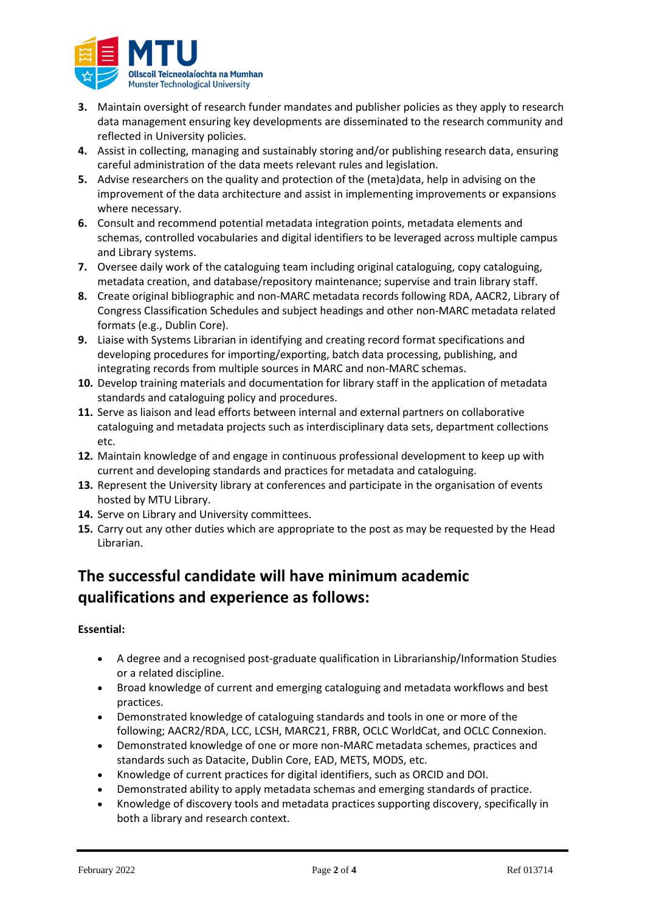3. Maintain oversight of research funder mandates and publisher policies as they apply to research data management ensuring key developments are disseminated to the research community and reflected in University policies.
4. Assist in collecting, managing and sustainably storing and/or publishing research data, ensuring careful administration of the data meets relevant rules and legislation.
5. Advise researchers on the quality and protection of the (meta)data, help in advising on the improvement of the data architecture and assist in implementing improvements or expansions where necessary.
6. Consult and recommend potential metadata integration points, metadata elements and schemas, controlled vocabularies and digital identifiers to be leveraged across multiple campus and Library systems.
7. Oversee daily work of the cataloguing team including original cataloguing, copy cataloguing, metadata creation, and database/repository maintenance; supervise and train library staff.
8. Create original bibliographic and non-MARC metadata records following RDA, AACR2, Library of Congress Classification Schedules and subject headings and other non-MARC metadata related formats (e.g., Dublin Core).
9. Liaise with Systems Librarian in identifying and creating record format specifications and developing procedures for importing/exporting, batch data processing, publishing, and integrating records from multiple sources in MARC and non-MARC schemas.
10. Develop training materials and documentation for library staff in the application of metadata standards and cataloguing policy and procedures.
11. Serve as liaison and lead efforts between internal and external partners on collaborative cataloguing and metadata projects such as interdisciplinary data sets, department collections etc.
12. Maintain knowledge of and engage in continuous professional development to keep up with current and developing standards and practices for metadata and cataloguing.
13. Represent the University library at conferences and participate in the organisation of events hosted by MTU Library.
14. Serve on Library and University committees.
15. Carry out any other duties which are appropriate to the post as may be requested by the Head Librarian.

## The successful candidate will have minimum academic qualifications and experience as follows:

**Essential:**

- A degree and a recognised post-graduate qualification in Librarianship/Information Studies or a related discipline.
- Broad knowledge of current and emerging cataloguing and metadata workflows and best practices.
- Demonstrated knowledge of cataloguing standards and tools in one or more of the following; AACR2/RDA, LCC, LCSH, MARC21, FRBR, OCLC WorldCat, and OCLC Connexion.
- Demonstrated knowledge of one or more non-MARC metadata schemes, practices and standards such as Datacite, Dublin Core, EAD, METS, MODS, etc.
- Knowledge of current practices for digital identifiers, such as ORCID and DOI.
- Demonstrated ability to apply metadata schemas and emerging standards of practice.
- Knowledge of discovery tools and metadata practices supporting discovery, specifically in both a library and research context.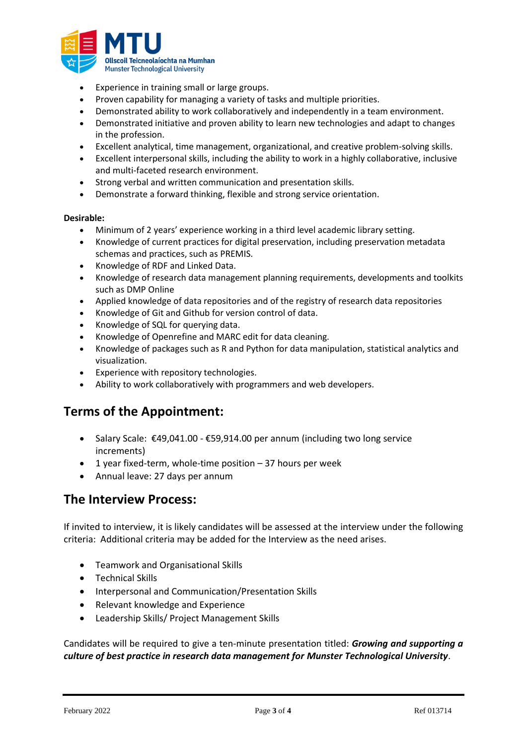- Experience in training small or large groups.
- Proven capability for managing a variety of tasks and multiple priorities.
- Demonstrated ability to work collaboratively and independently in a team environment.
- Demonstrated initiative and proven ability to learn new technologies and adapt to changes in the profession.
- Excellent analytical, time management, organizational, and creative problem-solving skills.
- Excellent interpersonal skills, including the ability to work in a highly collaborative, inclusive and multi-faceted research environment.
- Strong verbal and written communication and presentation skills.
- Demonstrate a forward thinking, flexible and strong service orientation.

**Desirable:**

- Minimum of 2 years' experience working in a third level academic library setting.
- Knowledge of current practices for digital preservation, including preservation metadata schemas and practices, such as PREMIS.
- Knowledge of RDF and Linked Data.
- Knowledge of research data management planning requirements, developments and toolkits such as DMP Online
- Applied knowledge of data repositories and of the registry of research data repositories
- Knowledge of Git and Github for version control of data.
- Knowledge of SQL for querying data.
- Knowledge of Openrefine and MARC edit for data cleaning.
- Knowledge of packages such as R and Python for data manipulation, statistical analytics and visualization.
- Experience with repository technologies.
- Ability to work collaboratively with programmers and web developers.

## Terms of the Appointment:

- Salary Scale: €49,041.00 - €59,914.00 per annum (including two long service increments)
- 1 year fixed-term, whole-time position – 37 hours per week
- Annual leave: 27 days per annum

## The Interview Process:

If invited to interview, it is likely candidates will be assessed at the interview under the following criteria: Additional criteria may be added for the Interview as the need arises.

- Teamwork and Organisational Skills
- Technical Skills
- Interpersonal and Communication/Presentation Skills
- Relevant knowledge and Experience
- Leadership Skills/ Project Management Skills

Candidates will be required to give a ten-minute presentation titled: ***Growing and supporting a culture of best practice in research data management for Munster Technological University***.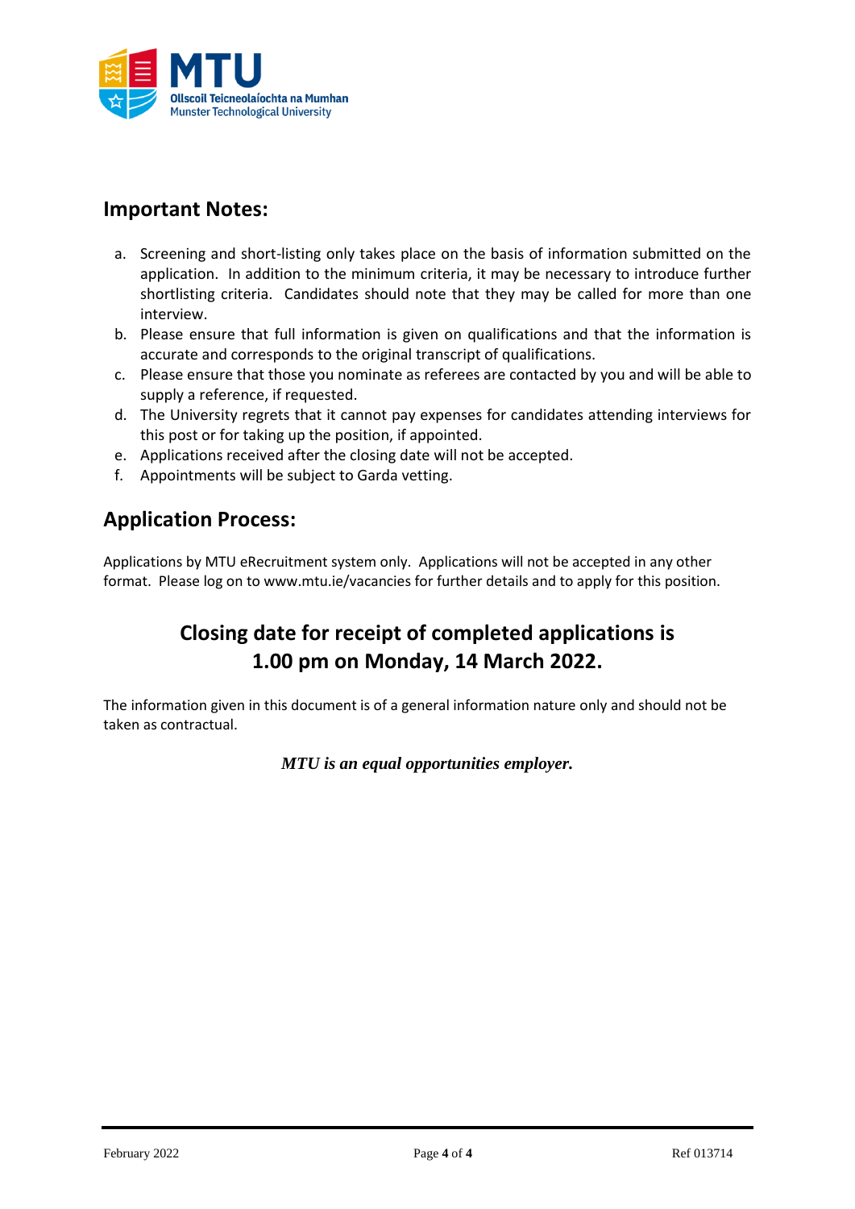## Important Notes:

a. Screening and short-listing only takes place on the basis of information submitted on the application. In addition to the minimum criteria, it may be necessary to introduce further shortlisting criteria. Candidates should note that they may be called for more than one interview.
b. Please ensure that full information is given on qualifications and that the information is accurate and corresponds to the original transcript of qualifications.
c. Please ensure that those you nominate as referees are contacted by you and will be able to supply a reference, if requested.
d. The University regrets that it cannot pay expenses for candidates attending interviews for this post or for taking up the position, if appointed.
e. Applications received after the closing date will not be accepted.
f. Appointments will be subject to Garda vetting.

## Application Process:

Applications by MTU eRecruitment system only. Applications will not be accepted in any other format. Please log on to www.mtu.ie/vacancies for further details and to apply for this position.

**Closing date for receipt of completed applications is 1.00 pm on Monday, 14 March 2022.**

The information given in this document is of a general information nature only and should not be taken as contractual.

***MTU is an equal opportunities employer.***